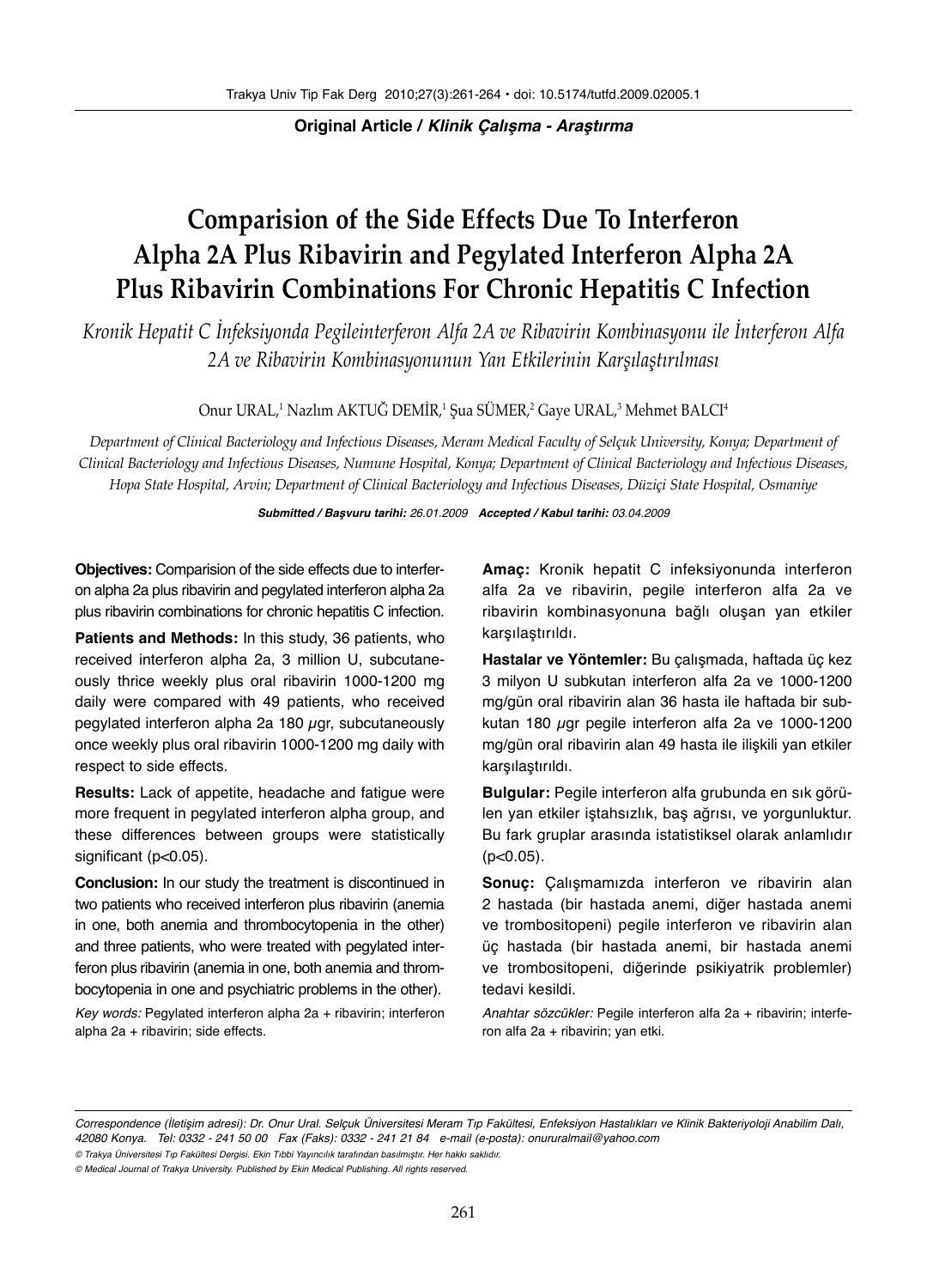**Original Article / *Klinik Çalışma - Araştırma***

# Comparision of the Side Effects Due To Interferon Alpha 2A Plus Ribavirin and Pegylated Interferon Alpha 2A Plus Ribavirin Combinations For Chronic Hepatitis C Infection

*Kronik Hepatit C İnfeksiyonda Pegileinterferon Alfa 2A ve Ribavirin Kombinasyonu ile İnterferon Alfa 2A ve Ribavirin Kombinasyonunun Yan Etkilerinin Karşılaştırılması*

Onur URAL,[1] Nazlım AKTUĞ DEMİR,[1] Şua SÜMER,[2] Gaye URAL,[3] Mehmet BALCI[4]

*Department of Clinical Bacteriology and Infectious Diseases, Meram Medical Faculty of Selçuk University, Konya; Department of Clinical Bacteriology and Infectious Diseases, Numune Hospital, Konya; Department of Clinical Bacteriology and Infectious Diseases, Hopa State Hospital, Arvin; Department of Clinical Bacteriology and Infectious Diseases, Düziçi State Hospital, Osmaniye*

***Submitted / Başvuru tarihi:** 26.01.2009* ***Accepted / Kabul tarihi:** 03.04.2009*

**Objectives:** Comparision of the side effects due to interferon alpha 2a plus ribavirin and pegylated interferon alpha 2a plus ribavirin combinations for chronic hepatitis C infection.

**Patients and Methods:** In this study, 36 patients, who received interferon alpha 2a, 3 million U, subcutaneously thrice weekly plus oral ribavirin 1000-1200 mg daily were compared with 49 patients, who received pegylated interferon alpha 2a 180 μgr, subcutaneously once weekly plus oral ribavirin 1000-1200 mg daily with respect to side effects.

**Results:** Lack of appetite, headache and fatigue were more frequent in pegylated interferon alpha group, and these differences between groups were statistically significant ($p<0.05$).

**Conclusion:** In our study the treatment is discontinued in two patients who received interferon plus ribavirin (anemia in one, both anemia and thrombocytopenia in the other) and three patients, who were treated with pegylated interferon plus ribavirin (anemia in one, both anemia and thrombocytopenia in one and psychiatric problems in the other).

*Key words:* Pegylated interferon alpha 2a + ribavirin; interferon alpha 2a + ribavirin; side effects.

**Amaç:** Kronik hepatit C infeksiyonunda interferon alfa 2a ve ribavirin, pegile interferon alfa 2a ve ribavirin kombinasyonuna bağlı oluşan yan etkiler karşılaştırıldı.

**Hastalar ve Yöntemler:** Bu çalışmada, haftada üç kez 3 milyon U subkutan interferon alfa 2a ve 1000-1200 mg/gün oral ribavirin alan 36 hasta ile haftada bir subkutan 180 μgr pegile interferon alfa 2a ve 1000-1200 mg/gün oral ribavirin alan 49 hasta ile ilişkili yan etkiler karşılaştırıldı.

**Bulgular:** Pegile interferon alfa grubunda en sık görülen yan etkiler iştahsızlık, baş ağrısı, ve yorgunluktur. Bu fark gruplar arasında istatistiksel olarak anlamlıdır ($p<0.05$).

**Sonuç:** Çalışmamızda interferon ve ribavirin alan 2 hastada (bir hastada anemi, diğer hastada anemi ve trombositopeni) pegile interferon ve ribavirin alan üç hastada (bir hastada anemi, bir hastada anemi ve trombositopeni, diğerinde psikiyatrik problemler) tedavi kesildi.

*Anahtar sözcükler:* Pegile interferon alfa 2a + ribavirin; interferon alfa 2a + ribavirin; yan etki.

*Correspondence (İletişim adresi): Dr. Onur Ural. Selçuk Üniversitesi Meram Tıp Fakültesi, Enfeksiyon Hastalıkları ve Klinik Bakteriyoloji Anabilim Dalı, 42080 Konya. Tel: 0332 - 241 50 00 Fax (Faks): 0332 - 241 21 84 e-mail (e-posta): onururalmail@yahoo.com*

*© Trakya Üniversitesi Tıp Fakültesi Dergisi. Ekin Tıbbi Yayıncılık tarafından basılmıştır. Her hakkı saklıdır.*

*© Medical Journal of Trakya University. Published by Ekin Medical Publishing. All rights reserved.*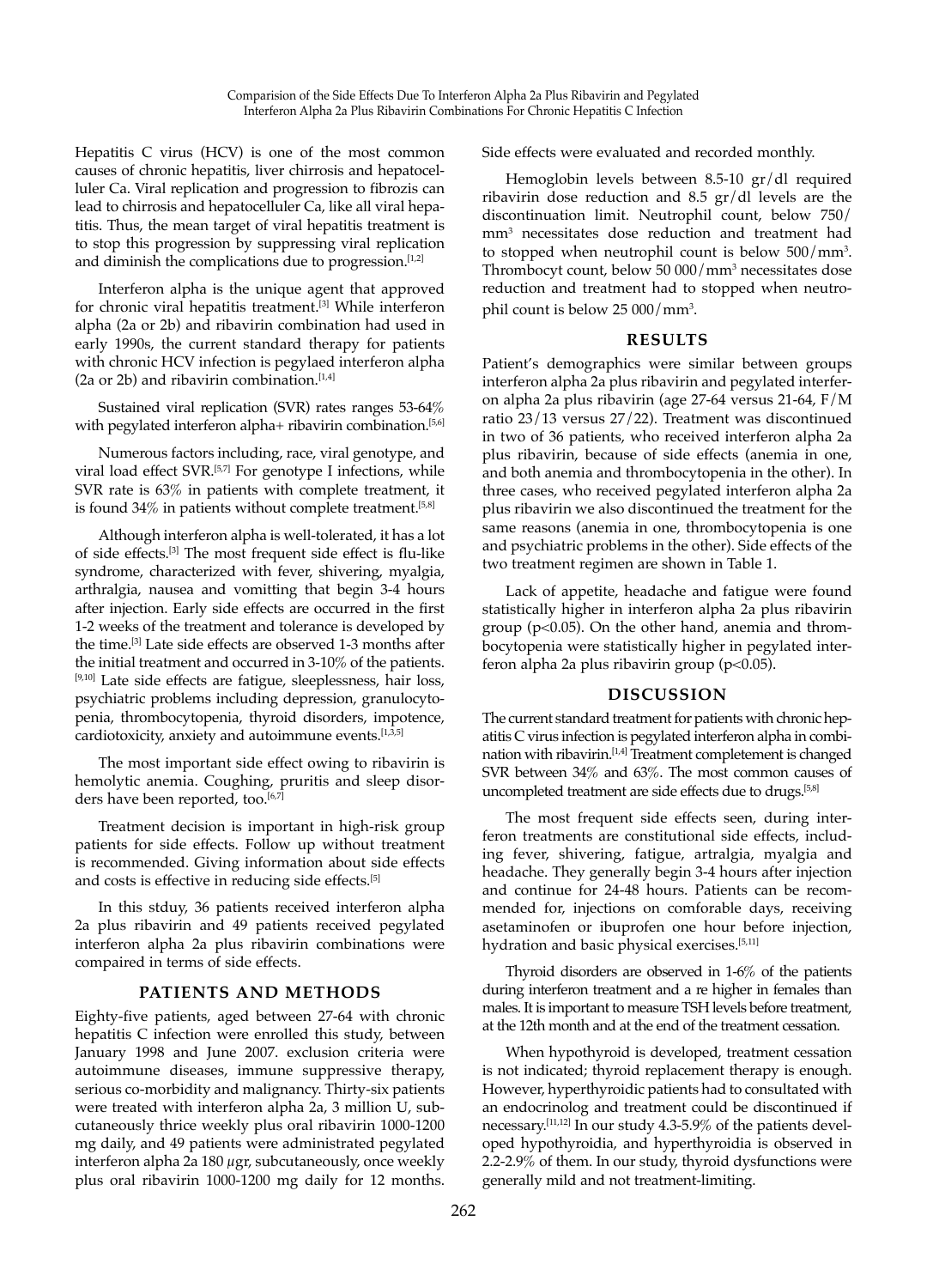Hepatitis C virus (HCV) is one of the most common causes of chronic hepatitis, liver chirrosis and hepatocelluler Ca. Viral replication and progression to fibrozis can lead to chirrosis and hepatocelluler Ca, like all viral hepatitis. Thus, the mean target of viral hepatitis treatment is to stop this progression by suppressing viral replication and diminish the complications due to progression.[1,2]

Interferon alpha is the unique agent that approved for chronic viral hepatitis treatment.[3] While interferon alpha (2a or 2b) and ribavirin combination had used in early 1990s, the current standard therapy for patients with chronic HCV infection is pegylaed interferon alpha (2a or 2b) and ribavirin combination.[1,4]

Sustained viral replication (SVR) rates ranges 53-64% with pegylated interferon alpha+ ribavirin combination.[5,6]

Numerous factors including, race, viral genotype, and viral load effect SVR.[5,7] For genotype I infections, while SVR rate is 63% in patients with complete treatment, it is found 34% in patients without complete treatment.[5,8]

Although interferon alpha is well-tolerated, it has a lot of side effects.[3] The most frequent side effect is flu-like syndrome, characterized with fever, shivering, myalgia, arthralgia, nausea and vomitting that begin 3-4 hours after injection. Early side effects are occurred in the first 1-2 weeks of the treatment and tolerance is developed by the time.[3] Late side effects are observed 1-3 months after the initial treatment and occurred in 3-10% of the patients.[9,10] Late side effects are fatigue, sleeplessness, hair loss, psychiatric problems including depression, granulocytopenia, thrombocytopenia, thyroid disorders, impotence, cardiotoxicity, anxiety and autoimmune events.[1,3,5]

The most important side effect owing to ribavirin is hemolytic anemia. Coughing, pruritis and sleep disorders have been reported, too.[6,7]

Treatment decision is important in high-risk group patients for side effects. Follow up without treatment is recommended. Giving information about side effects and costs is effective in reducing side effects.[5]

In this stduy, 36 patients received interferon alpha 2a plus ribavirin and 49 patients received pegylated interferon alpha 2a plus ribavirin combinations were compaired in terms of side effects.

## PATIENTS AND METHODS

Eighty-five patients, aged between 27-64 with chronic hepatitis C infection were enrolled this study, between January 1998 and June 2007. exclusion criteria were autoimmune diseases, immune suppressive therapy, serious co-morbidity and malignancy. Thirty-six patients were treated with interferon alpha 2a, 3 million U, subcutaneously thrice weekly plus oral ribavirin 1000-1200 mg daily, and 49 patients were administrated pegylated interferon alpha 2a 180 $\mu$gr, subcutaneously, once weekly plus oral ribavirin 1000-1200 mg daily for 12 months. Side effects were evaluated and recorded monthly.

Hemoglobin levels between 8.5-10 gr/dl required ribavirin dose reduction and 8.5 gr/dl levels are the discontinuation limit. Neutrophil count, below 750/$mm^3$ necessitates dose reduction and treatment had to stopped when neutrophil count is below 500/$mm^3$. Thrombocyt count, below 50 000/$mm^3$ necessitates dose reduction and treatment had to stopped when neutrophil count is below 25 000/$mm^3$.

## RESULTS

Patient's demographics were similar between groups interferon alpha 2a plus ribavirin and pegylated interferon alpha 2a plus ribavirin (age 27-64 versus 21-64, F/M ratio 23/13 versus 27/22). Treatment was discontinued in two of 36 patients, who received interferon alpha 2a plus ribavirin, because of side effects (anemia in one, and both anemia and thrombocytopenia in the other). In three cases, who received pegylated interferon alpha 2a plus ribavirin we also discontinued the treatment for the same reasons (anemia in one, thrombocytopenia is one and psychiatric problems in the other). Side effects of the two treatment regimen are shown in Table 1.

Lack of appetite, headache and fatigue were found statistically higher in interferon alpha 2a plus ribavirin group ($p<0.05$). On the other hand, anemia and thrombocytopenia were statistically higher in pegylated interferon alpha 2a plus ribavirin group ($p<0.05$).

## DISCUSSION

The current standard treatment for patients with chronic hepatitis C virus infection is pegylated interferon alpha in combination with ribavirin.[1,4] Treatment completement is changed SVR between 34% and 63%. The most common causes of uncompleted treatment are side effects due to drugs.[5,8]

The most frequent side effects seen, during interferon treatments are constitutional side effects, including fever, shivering, fatigue, artralgia, myalgia and headache. They generally begin 3-4 hours after injection and continue for 24-48 hours. Patients can be recommended for, injections on comfortable days, receiving asetaminofen or ibuprofen one hour before injection, hydration and basic physical exercises.[5,11]

Thyroid disorders are observed in 1-6% of the patients during interferon treatment and a re higher in females than males. It is important to measure TSH levels before treatment, at the 12th month and at the end of the treatment cessation.

When hypothyroid is developed, treatment cessation is not indicated; thyroid replacement therapy is enough. However, hyperthyroidic patients had to consultated with an endocrinolog and treatment could be discontinued if necessary.[11,12] In our study 4.3-5.9% of the patients developed hypothyroidia, and hyperthyroidia is observed in 2.2-2.9% of them. In our study, thyroid dysfunctions were generally mild and not treatment-limiting.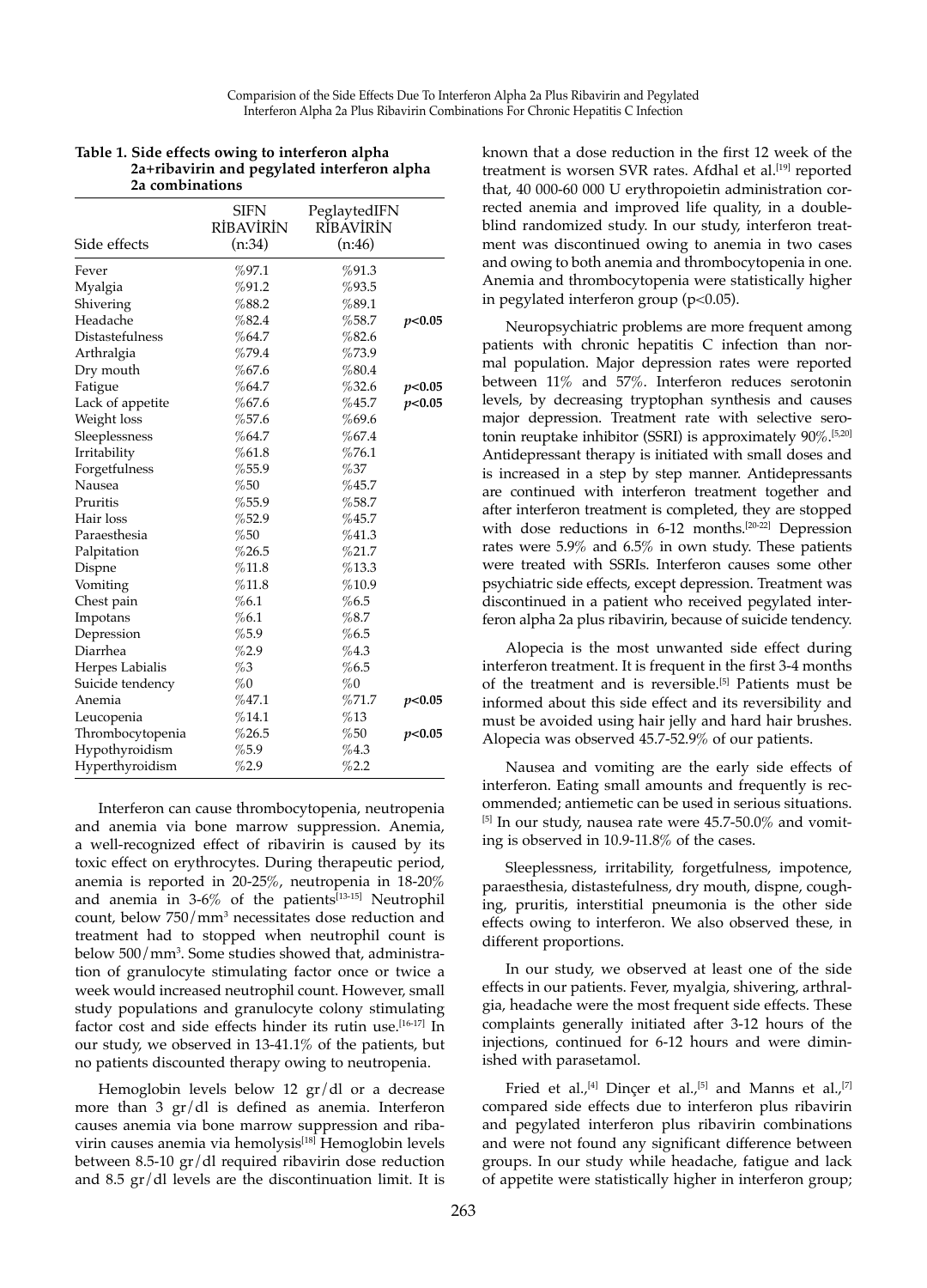**Table 1. Side effects owing to interferon alpha 2a+ribavirin and pegylated interferon alpha 2a combinations**

| Side effects | SIFN RİBAVİRİN (n:34) | PeglaytedIFN RİBAVİRİN (n:46) | |
|---|---|---|---|
| Fever | %97.1 | %91.3 | |
| Myalgia | %91.2 | %93.5 | |
| Shivering | %88.2 | %89.1 | |
| Headache | %82.4 | %58.7 | $p<0.05$ |
| Distastefulness | %64.7 | %82.6 | |
| Arthralgia | %79.4 | %73.9 | |
| Dry mouth | %67.6 | %80.4 | |
| Fatigue | %64.7 | %32.6 | $p<0.05$ |
| Lack of appetite | %67.6 | %45.7 | $p<0.05$ |
| Weight loss | %57.6 | %69.6 | |
| Sleeplessness | %64.7 | %67.4 | |
| Irritability | %61.8 | %76.1 | |
| Forgetfulness | %55.9 | %37 | |
| Nausea | %50 | %45.7 | |
| Pruritis | %55.9 | %58.7 | |
| Hair loss | %52.9 | %45.7 | |
| Paraesthesia | %50 | %41.3 | |
| Palpitation | %26.5 | %21.7 | |
| Dispne | %11.8 | %13.3 | |
| Vomiting | %11.8 | %10.9 | |
| Chest pain | %6.1 | %6.5 | |
| Impotans | %6.1 | %8.7 | |
| Depression | %5.9 | %6.5 | |
| Diarrhea | %2.9 | %4.3 | |
| Herpes Labialis | %3 | %6.5 | |
| Suicide tendency | %0 | %0 | |
| Anemia | %47.1 | %71.7 | $p<0.05$ |
| Leucopenia | %14.1 | %13 | |
| Thrombocytopenia | %26.5 | %50 | $p<0.05$ |
| Hypothyroidism | %5.9 | %4.3 | |
| Hyperthyroidism | %2.9 | %2.2 | |

Interferon can cause thrombocytopenia, neutropenia and anemia via bone marrow suppression. Anemia, a well-recognized effect of ribavirin is caused by its toxic effect on erythrocytes. During therapeutic period, anemia is reported in 20-25%, neutropenia in 18-20% and anemia in 3-6% of the patients[13-15] Neutrophil count, below 750/mm$^3$ necessitates dose reduction and treatment had to stopped when neutrophil count is below 500/mm$^3$. Some studies showed that, administration of granulocyte stimulating factor once or twice a week would increased neutrophil count. However, small study populations and granulocyte colony stimulating factor cost and side effects hinder its rutin use.[16-17] In our study, we observed in 13-41.1% of the patients, but no patients discounted therapy owing to neutropenia.

Hemoglobin levels below 12 gr/dl or a decrease more than 3 gr/dl is defined as anemia. Interferon causes anemia via bone marrow suppression and ribavirin causes anemia via hemolysis[18] Hemoglobin levels between 8.5-10 gr/dl required ribavirin dose reduction and 8.5 gr/dl levels are the discontinuation limit. It is known that a dose reduction in the first 12 week of the treatment is worsen SVR rates. Afdhal et al.[19] reported that, 40 000-60 000 U erythropoietin administration corrected anemia and improved life quality, in a double-blind randomized study. In our study, interferon treatment was discontinued owing to anemia in two cases and owing to both anemia and thrombocytopenia in one. Anemia and thrombocytopenia were statistically higher in pegylated interferon group ($p<0.05$).

Neuropsychiatric problems are more frequent among patients with chronic hepatitis C infection than normal population. Major depression rates were reported between 11% and 57%. Interferon reduces serotonin levels, by decreasing tryptophan synthesis and causes major depression. Treatment rate with selective serotonin reuptake inhibitor (SSRI) is approximately 90%.[5,20] Antidepressant therapy is initiated with small doses and is increased in a step by step manner. Antidepressants are continued with interferon treatment together and after interferon treatment is completed, they are stopped with dose reductions in 6-12 months.[20-22] Depression rates were 5.9% and 6.5% in own study. These patients were treated with SSRIs. Interferon causes some other psychiatric side effects, except depression. Treatment was discontinued in a patient who received pegylated interferon alpha 2a plus ribavirin, because of suicide tendency.

Alopecia is the most unwanted side effect during interferon treatment. It is frequent in the first 3-4 months of the treatment and is reversible.[5] Patients must be informed about this side effect and its reversibility and must be avoided using hair jelly and hard hair brushes. Alopecia was observed 45.7-52.9% of our patients.

Nausea and vomiting are the early side effects of interferon. Eating small amounts and frequently is recommended; antiemetic can be used in serious situations.[5] In our study, nausea rate were 45.7-50.0% and vomiting is observed in 10.9-11.8% of the cases.

Sleeplessness, irritability, forgetfulness, impotence, paraesthesia, distastefulness, dry mouth, dispne, coughing, pruritis, interstitial pneumonia is the other side effects owing to interferon. We also observed these, in different proportions.

In our study, we observed at least one of the side effects in our patients. Fever, myalgia, shivering, arthralgia, headache were the most frequent side effects. These complaints generally initiated after 3-12 hours of the injections, continued for 6-12 hours and were diminished with parasetamol.

Fried et al.,[4] Dinçer et al.,[5] and Manns et al.,[7] compared side effects due to interferon plus ribavirin and pegylated interferon plus ribavirin combinations and were not found any significant difference between groups. In our study while headache, fatigue and lack of appetite were statistically higher in interferon group;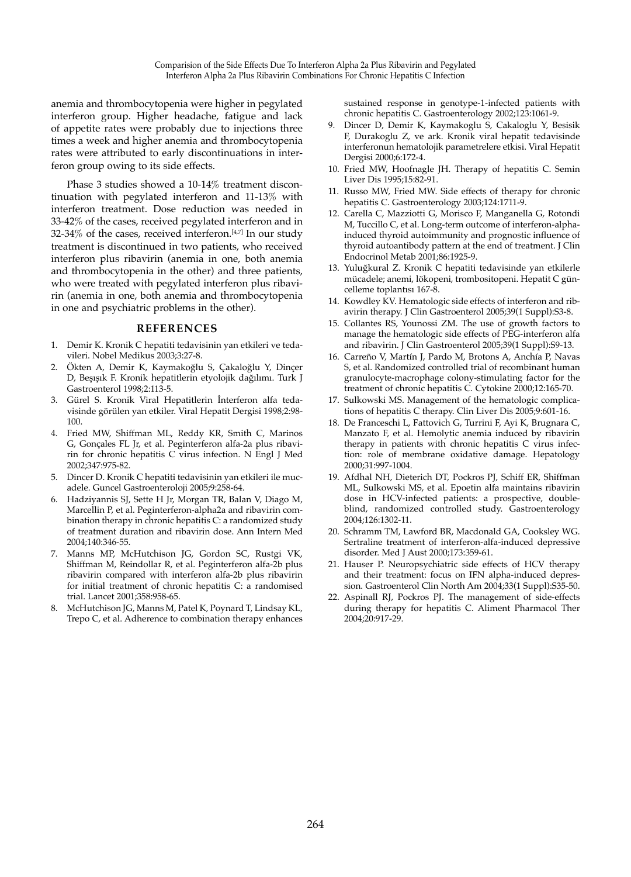anemia and thrombocytopenia were higher in pegylated interferon group. Higher headache, fatigue and lack of appetite rates were probably due to injections three times a week and higher anemia and thrombocytopenia rates were attributed to early discontinuations in interferon group owing to its side effects.

Phase 3 studies showed a 10-14% treatment discontinuation with pegylated interferon and 11-13% with interferon treatment. Dose reduction was needed in 33-42% of the cases, received pegylated interferon and in 32-34% of the cases, received interferon.[4,7] In our study treatment is discontinued in two patients, who received interferon plus ribavirin (anemia in one, both anemia and thrombocytopenia in the other) and three patients, who were treated with pegylated interferon plus ribavirin (anemia in one, both anemia and thrombocytopenia in one and psychiatric problems in the other).

## REFERENCES

1. Demir K. Kronik C hepatiti tedavisinin yan etkileri ve tedavileri. Nobel Medikus 2003;3:27-8.
2. Ökten A, Demir K, Kaymakoğlu S, Çakaloğlu Y, Dinçer D, Beşışık F. Kronik hepatitlerin etyolojik dağılımı. Turk J Gastroenterol 1998;2:113-5.
3. Gürel S. Kronik Viral Hepatitlerin İnterferon alfa tedavisinde görülen yan etkiler. Viral Hepatit Dergisi 1998;2:98-100.
4. Fried MW, Shiffman ML, Reddy KR, Smith C, Marinos G, Gonçales FL Jr, et al. Peginterferon alfa-2a plus ribavirin for chronic hepatitis C virus infection. N Engl J Med 2002;347:975-82.
5. Dincer D. Kronik C hepatiti tedavisinin yan etkileri ile mucadele. Guncel Gastroenteroloji 2005;9:258-64.
6. Hadziyannis SJ, Sette H Jr, Morgan TR, Balan V, Diago M, Marcellin P, et al. Peginterferon-alpha2a and ribavirin combination therapy in chronic hepatitis C: a randomized study of treatment duration and ribavirin dose. Ann Intern Med 2004;140:346-55.
7. Manns MP, McHutchison JG, Gordon SC, Rustgi VK, Shiffman M, Reindollar R, et al. Peginterferon alfa-2b plus ribavirin compared with interferon alfa-2b plus ribavirin for initial treatment of chronic hepatitis C: a randomised trial. Lancet 2001;358:958-65.
8. McHutchison JG, Manns M, Patel K, Poynard T, Lindsay KL, Trepo C, et al. Adherence to combination therapy enhances sustained response in genotype-1-infected patients with chronic hepatitis C. Gastroenterology 2002;123:1061-9.
9. Dincer D, Demir K, Kaymakoglu S, Cakaloglu Y, Besisik F, Durakoglu Z, ve ark. Kronik viral hepatit tedavisinde interferonun hematolojik parametrelere etkisi. Viral Hepatit Dergisi 2000;6:172-4.
10. Fried MW, Hoofnagle JH. Therapy of hepatitis C. Semin Liver Dis 1995;15:82-91.
11. Russo MW, Fried MW. Side effects of therapy for chronic hepatitis C. Gastroenterology 2003;124:1711-9.
12. Carella C, Mazziotti G, Morisco F, Manganella G, Rotondi M, Tuccillo C, et al. Long-term outcome of interferon-alpha-induced thyroid autoimmunity and prognostic influence of thyroid autoantibody pattern at the end of treatment. J Clin Endocrinol Metab 2001;86:1925-9.
13. Yuluğkural Z. Kronik C hepatiti tedavisinde yan etkilerle mücadele; anemi, lökopeni, trombositopeni. Hepatit C güncelleme toplantısı 167-8.
14. Kowdley KV. Hematologic side effects of interferon and ribavirin therapy. J Clin Gastroenterol 2005;39(1 Suppl):S3-8.
15. Collantes RS, Younossi ZM. The use of growth factors to manage the hematologic side effects of PEG-interferon alfa and ribavirin. J Clin Gastroenterol 2005;39(1 Suppl):S9-13.
16. Carreño V, Martín J, Pardo M, Brotons A, Anchía P, Navas S, et al. Randomized controlled trial of recombinant human granulocyte-macrophage colony-stimulating factor for the treatment of chronic hepatitis C. Cytokine 2000;12:165-70.
17. Sulkowski MS. Management of the hematologic complications of hepatitis C therapy. Clin Liver Dis 2005;9:601-16.
18. De Franceschi L, Fattovich G, Turrini F, Ayi K, Brugnara C, Manzato F, et al. Hemolytic anemia induced by ribavirin therapy in patients with chronic hepatitis C virus infection: role of membrane oxidative damage. Hepatology 2000;31:997-1004.
19. Afdhal NH, Dieterich DT, Pockros PJ, Schiff ER, Shiffman ML, Sulkowski MS, et al. Epoetin alfa maintains ribavirin dose in HCV-infected patients: a prospective, double-blind, randomized controlled study. Gastroenterology 2004;126:1302-11.
20. Schramm TM, Lawford BR, Macdonald GA, Cooksley WG. Sertraline treatment of interferon-alfa-induced depressive disorder. Med J Aust 2000;173:359-61.
21. Hauser P. Neuropsychiatric side effects of HCV therapy and their treatment: focus on IFN alpha-induced depression. Gastroenterol Clin North Am 2004;33(1 Suppl):S35-50.
22. Aspinall RJ, Pockros PJ. The management of side-effects during therapy for hepatitis C. Aliment Pharmacol Ther 2004;20:917-29.